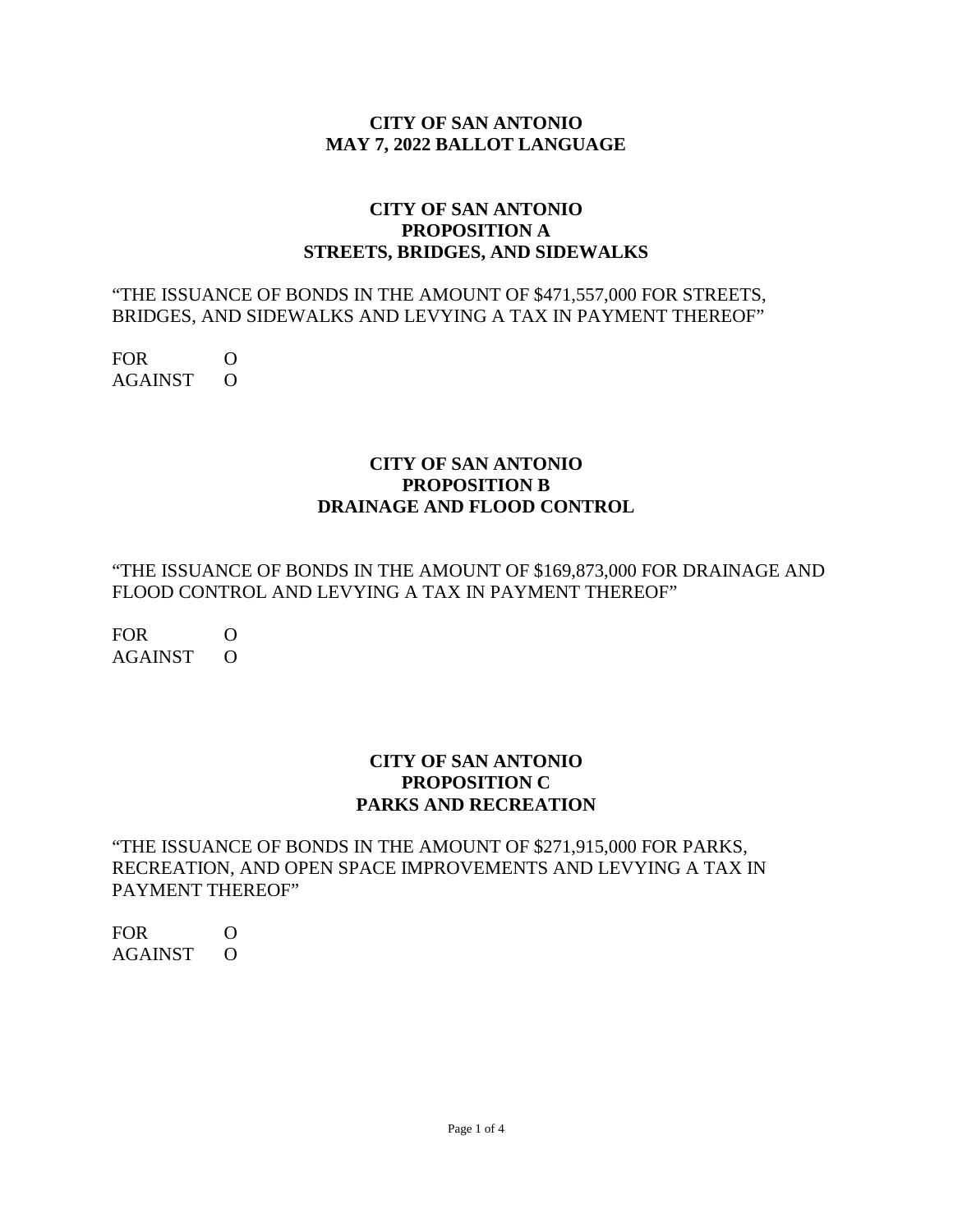# CITY OF SAN ANTONIO
# MAY 7, 2022 BALLOT LANGUAGE

## CITY OF SAN ANTONIO
## PROPOSITION A
## STREETS, BRIDGES, AND SIDEWALKS

"THE ISSUANCE OF BONDS IN THE AMOUNT OF $471,557,000 FOR STREETS, BRIDGES, AND SIDEWALKS AND LEVYING A TAX IN PAYMENT THEREOF"

FOR O
AGAINST O

## CITY OF SAN ANTONIO
## PROPOSITION B
## DRAINAGE AND FLOOD CONTROL

"THE ISSUANCE OF BONDS IN THE AMOUNT OF $169,873,000 FOR DRAINAGE AND FLOOD CONTROL AND LEVYING A TAX IN PAYMENT THEREOF"

FOR O
AGAINST O

## CITY OF SAN ANTONIO
## PROPOSITION C
## PARKS AND RECREATION

"THE ISSUANCE OF BONDS IN THE AMOUNT OF $271,915,000 FOR PARKS, RECREATION, AND OPEN SPACE IMPROVEMENTS AND LEVYING A TAX IN PAYMENT THEREOF"

FOR O
AGAINST O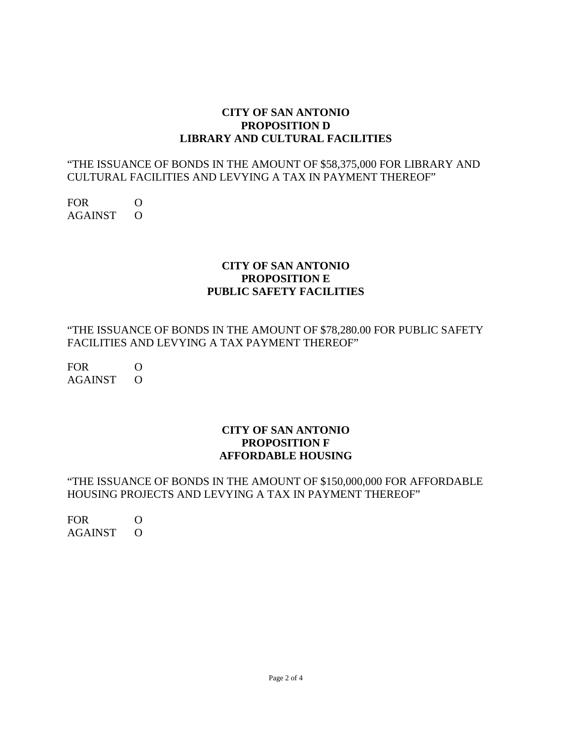**CITY OF SAN ANTONIO**
**PROPOSITION D**
**LIBRARY AND CULTURAL FACILITIES**

"THE ISSUANCE OF BONDS IN THE AMOUNT OF $58,375,000 FOR LIBRARY AND CULTURAL FACILITIES AND LEVYING A TAX IN PAYMENT THEREOF"

FOR O
AGAINST O

**CITY OF SAN ANTONIO**
**PROPOSITION E**
**PUBLIC SAFETY FACILITIES**

"THE ISSUANCE OF BONDS IN THE AMOUNT OF $78,280.00 FOR PUBLIC SAFETY FACILITIES AND LEVYING A TAX PAYMENT THEREOF"

FOR O
AGAINST O

**CITY OF SAN ANTONIO**
**PROPOSITION F**
**AFFORDABLE HOUSING**

"THE ISSUANCE OF BONDS IN THE AMOUNT OF $150,000,000 FOR AFFORDABLE HOUSING PROJECTS AND LEVYING A TAX IN PAYMENT THEREOF"

FOR O
AGAINST O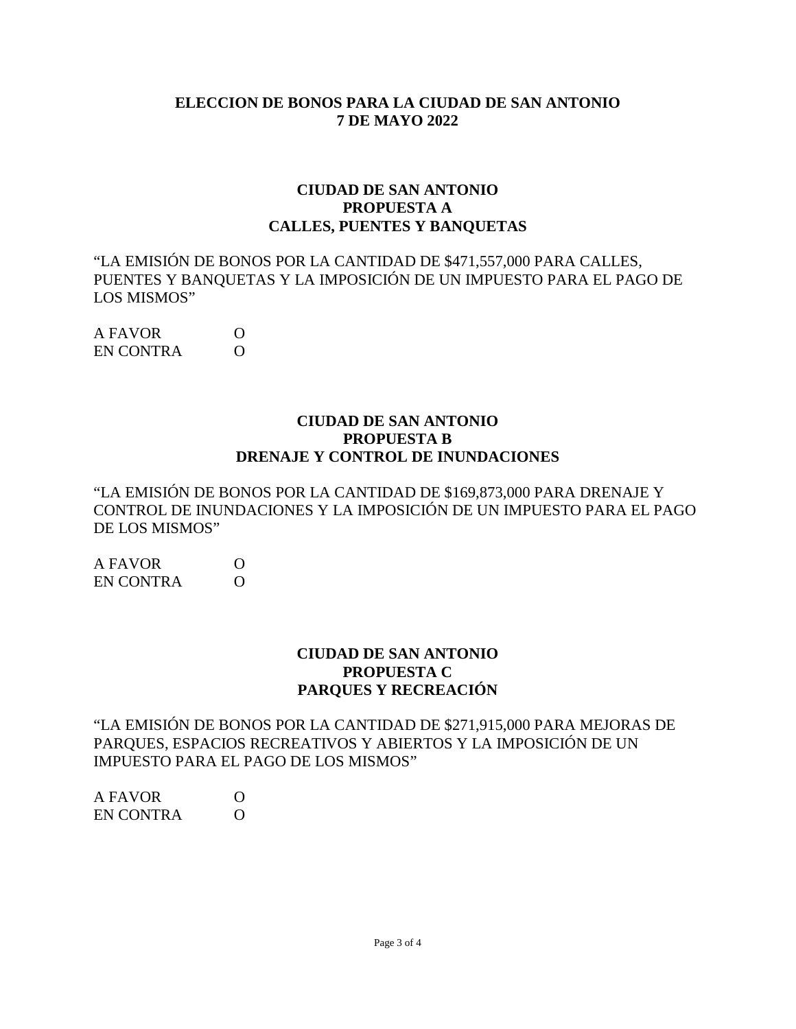**ELECCION DE BONOS PARA LA CIUDAD DE SAN ANTONIO**
**7 DE MAYO 2022**

**CIUDAD DE SAN ANTONIO**
**PROPUESTA A**
**CALLES, PUENTES Y BANQUETAS**

“LA EMISIÓN DE BONOS POR LA CANTIDAD DE $471,557,000 PARA CALLES, PUENTES Y BANQUETAS Y LA IMPOSICIÓN DE UN IMPUESTO PARA EL PAGO DE LOS MISMOS”

A FAVOR O
EN CONTRA O

**CIUDAD DE SAN ANTONIO**
**PROPUESTA B**
**DRENAJE Y CONTROL DE INUNDACIONES**

“LA EMISIÓN DE BONOS POR LA CANTIDAD DE $169,873,000 PARA DRENAJE Y CONTROL DE INUNDACIONES Y LA IMPOSICIÓN DE UN IMPUESTO PARA EL PAGO DE LOS MISMOS”

A FAVOR O
EN CONTRA O

**CIUDAD DE SAN ANTONIO**
**PROPUESTA C**
**PARQUES Y RECREACIÓN**

“LA EMISIÓN DE BONOS POR LA CANTIDAD DE $271,915,000 PARA MEJORAS DE PARQUES, ESPACIOS RECREATIVOS Y ABIERTOS Y LA IMPOSICIÓN DE UN IMPUESTO PARA EL PAGO DE LOS MISMOS”

A FAVOR O
EN CONTRA O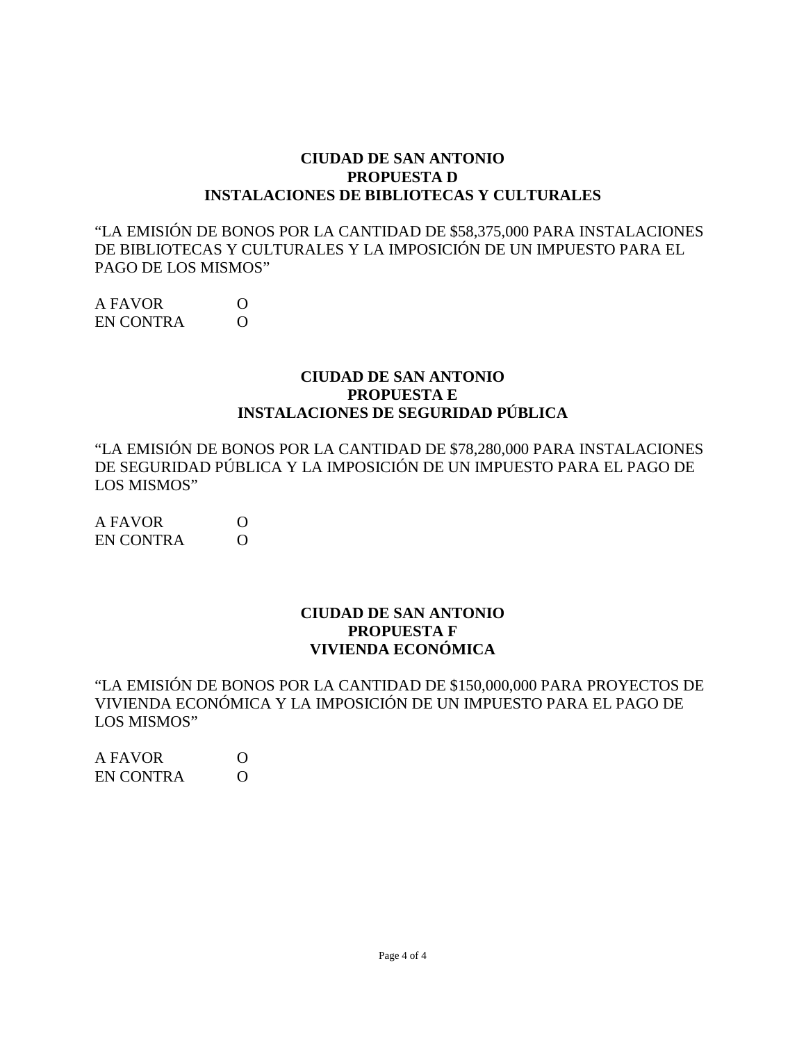**CIUDAD DE SAN ANTONIO**
**PROPUESTA D**
**INSTALACIONES DE BIBLIOTECAS Y CULTURALES**

“LA EMISIÓN DE BONOS POR LA CANTIDAD DE $58,375,000 PARA INSTALACIONES DE BIBLIOTECAS Y CULTURALES Y LA IMPOSICIÓN DE UN IMPUESTO PARA EL PAGO DE LOS MISMOS”

A FAVOR O
EN CONTRA O

**CIUDAD DE SAN ANTONIO**
**PROPUESTA E**
**INSTALACIONES DE SEGURIDAD PÚBLICA**

“LA EMISIÓN DE BONOS POR LA CANTIDAD DE $78,280,000 PARA INSTALACIONES DE SEGURIDAD PÚBLICA Y LA IMPOSICIÓN DE UN IMPUESTO PARA EL PAGO DE LOS MISMOS”

A FAVOR O
EN CONTRA O

**CIUDAD DE SAN ANTONIO**
**PROPUESTA F**
**VIVIENDA ECONÓMICA**

“LA EMISIÓN DE BONOS POR LA CANTIDAD DE $150,000,000 PARA PROYECTOS DE VIVIENDA ECONÓMICA Y LA IMPOSICIÓN DE UN IMPUESTO PARA EL PAGO DE LOS MISMOS”

A FAVOR O
EN CONTRA O